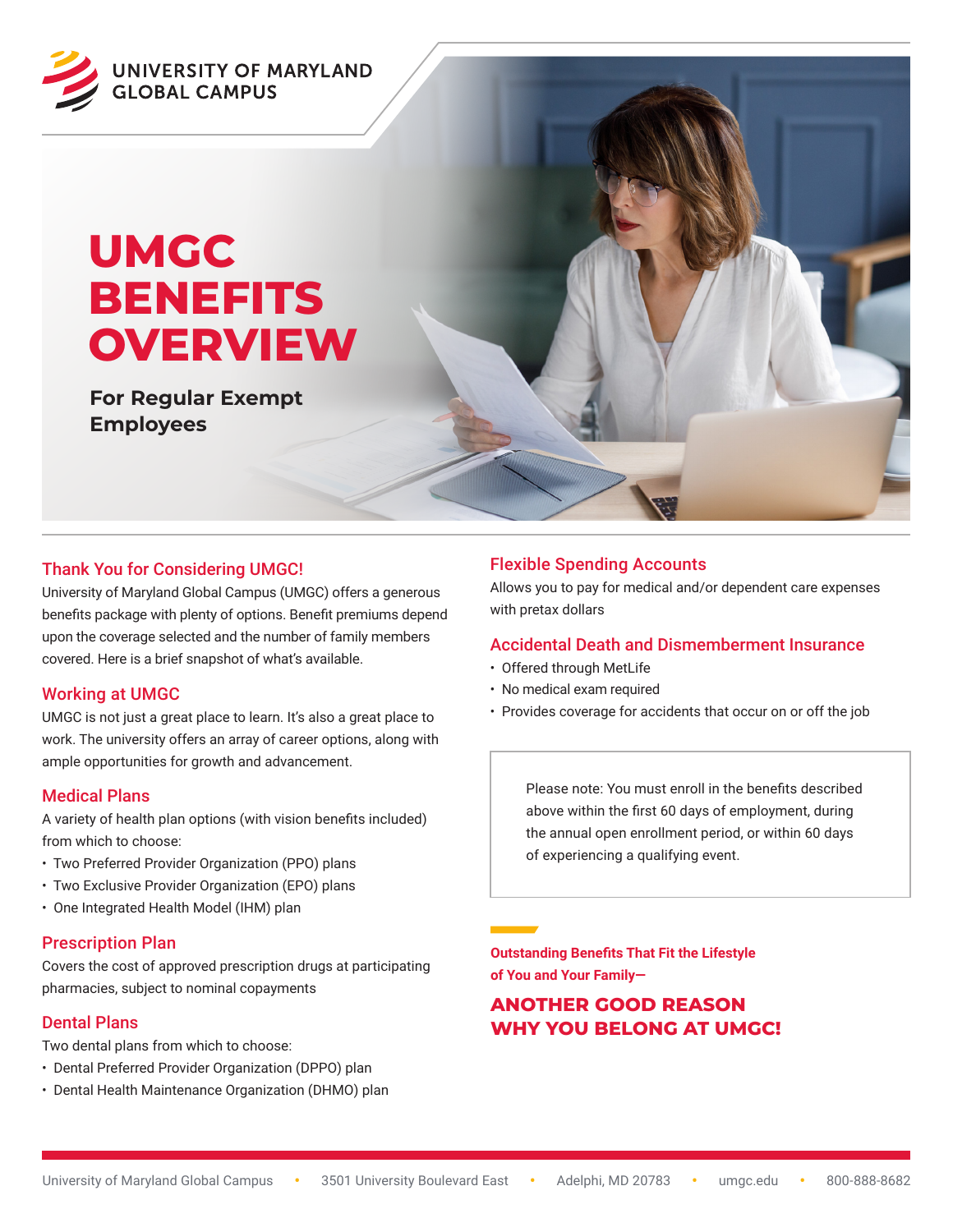UNIVERSITY OF MARYLAND GLOBAL CAMPUS

# UMGC BENEFITS OVERVIEW

**For Regular Exempt Employees**

## Thank You for Considering UMGC!

University of Maryland Global Campus (UMGC) offers a generous benefits package with plenty of options. Benefit premiums depend upon the coverage selected and the number of family members covered. Here is a brief snapshot of what's available.

## Working at UMGC

UMGC is not just a great place to learn. It's also a great place to work. The university offers an array of career options, along with ample opportunities for growth and advancement.

## Medical Plans

A variety of health plan options (with vision benefits included) from which to choose:

- Two Preferred Provider Organization (PPO) plans
- Two Exclusive Provider Organization (EPO) plans
- One Integrated Health Model (IHM) plan

## Prescription Plan

Covers the cost of approved prescription drugs at participating pharmacies, subject to nominal copayments

## Dental Plans

Two dental plans from which to choose:

- Dental Preferred Provider Organization (DPPO) plan
- Dental Health Maintenance Organization (DHMO) plan

## Flexible Spending Accounts

Allows you to pay for medical and/or dependent care expenses with pretax dollars

## Accidental Death and Dismemberment Insurance

- Offered through MetLife
- No medical exam required
- Provides coverage for accidents that occur on or off the job

Please note: You must enroll in the benefits described above within the first 60 days of employment, during the annual open enrollment period, or within 60 days of experiencing a qualifying event.

**Outstanding Benefits That Fit the Lifestyle of You and Your Family—**

**ANOTHER GOOD REASON WHY YOU BELONG AT UMGC!**

University of Maryland Global Campus • 3501 University Boulevard East • Adelphi, MD 20783 • umgc.edu • 800-888-8682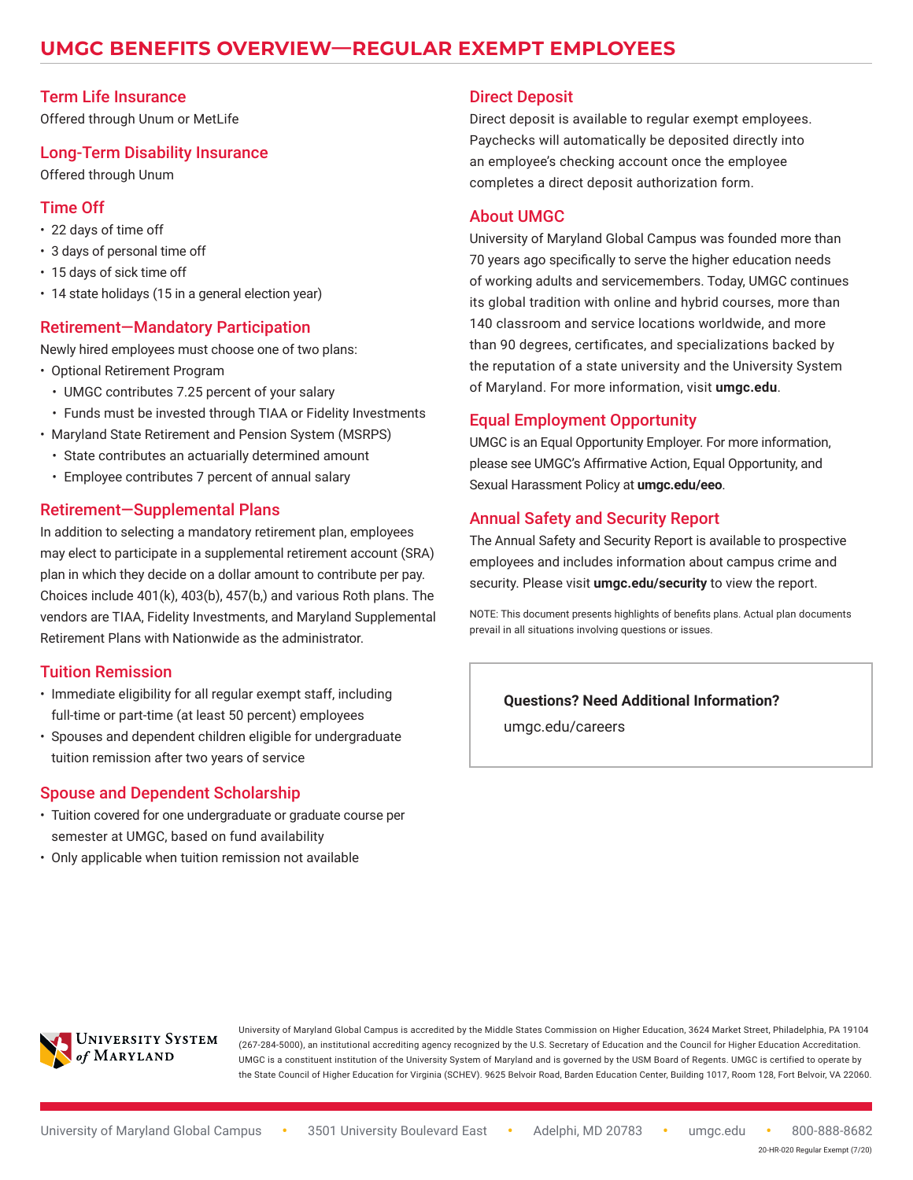# UMGC BENEFITS OVERVIEW—REGULAR EXEMPT EMPLOYEES

## Term Life Insurance

Offered through Unum or MetLife

## Long-Term Disability Insurance

Offered through Unum

## Time Off

- 22 days of time off
- 3 days of personal time off
- 15 days of sick time off
- 14 state holidays (15 in a general election year)

## Retirement—Mandatory Participation

Newly hired employees must choose one of two plans:

- Optional Retirement Program
  - UMGC contributes 7.25 percent of your salary
  - Funds must be invested through TIAA or Fidelity Investments
- Maryland State Retirement and Pension System (MSRPS)
  - State contributes an actuarially determined amount
  - Employee contributes 7 percent of annual salary

## Retirement—Supplemental Plans

In addition to selecting a mandatory retirement plan, employees may elect to participate in a supplemental retirement account (SRA) plan in which they decide on a dollar amount to contribute per pay. Choices include 401(k), 403(b), 457(b,) and various Roth plans. The vendors are TIAA, Fidelity Investments, and Maryland Supplemental Retirement Plans with Nationwide as the administrator.

## Tuition Remission

- Immediate eligibility for all regular exempt staff, including full-time or part-time (at least 50 percent) employees
- Spouses and dependent children eligible for undergraduate tuition remission after two years of service

## Spouse and Dependent Scholarship

- Tuition covered for one undergraduate or graduate course per semester at UMGC, based on fund availability
- Only applicable when tuition remission not available

## Direct Deposit

Direct deposit is available to regular exempt employees. Paychecks will automatically be deposited directly into an employee's checking account once the employee completes a direct deposit authorization form.

## About UMGC

University of Maryland Global Campus was founded more than 70 years ago specifically to serve the higher education needs of working adults and servicemembers. Today, UMGC continues its global tradition with online and hybrid courses, more than 140 classroom and service locations worldwide, and more than 90 degrees, certificates, and specializations backed by the reputation of a state university and the University System of Maryland. For more information, visit **umgc.edu**.

## Equal Employment Opportunity

UMGC is an Equal Opportunity Employer. For more information, please see UMGC's Affirmative Action, Equal Opportunity, and Sexual Harassment Policy at **umgc.edu/eeo**.

## Annual Safety and Security Report

The Annual Safety and Security Report is available to prospective employees and includes information about campus crime and security. Please visit **umgc.edu/security** to view the report.

NOTE: This document presents highlights of benefits plans. Actual plan documents prevail in all situations involving questions or issues.

**Questions? Need Additional Information?**

umgc.edu/careers

University System of Maryland

University of Maryland Global Campus is accredited by the Middle States Commission on Higher Education, 3624 Market Street, Philadelphia, PA 19104 (267-284-5000), an institutional accrediting agency recognized by the U.S. Secretary of Education and the Council for Higher Education Accreditation. UMGC is a constituent institution of the University System of Maryland and is governed by the USM Board of Regents. UMGC is certified to operate by the State Council of Higher Education for Virginia (SCHEV). 9625 Belvoir Road, Barden Education Center, Building 1017, Room 128, Fort Belvoir, VA 22060.

University of Maryland Global Campus • 3501 University Boulevard East • Adelphi, MD 20783 • umgc.edu • 800-888-8682

20-HR-020 Regular Exempt (7/20)